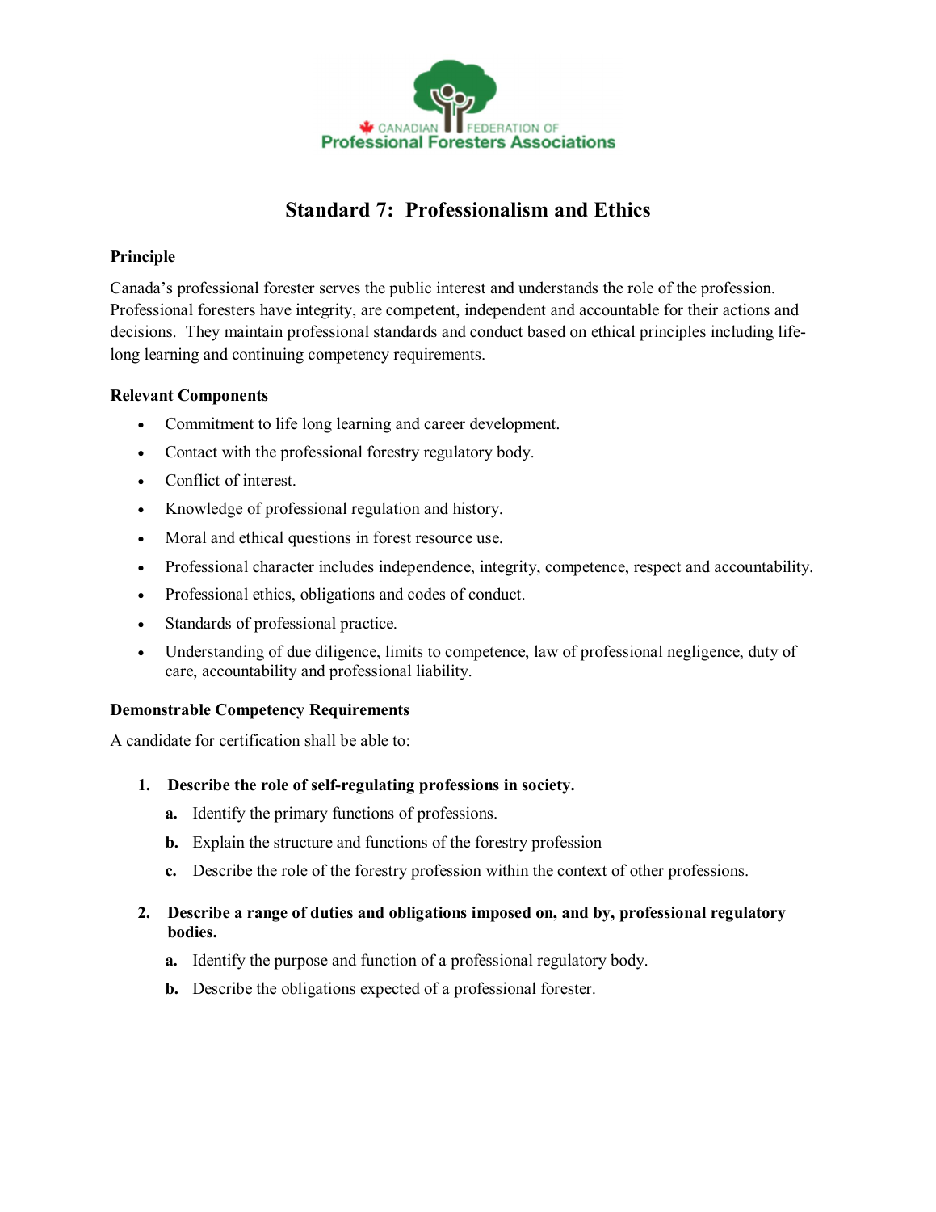CANADIAN FEDERATION OF
Professional Foresters Associations

# Standard 7: Professionalism and Ethics

**Principle**

Canada's professional forester serves the public interest and understands the role of the profession. Professional foresters have integrity, are competent, independent and accountable for their actions and decisions. They maintain professional standards and conduct based on ethical principles including life-long learning and continuing competency requirements.

**Relevant Components**

- Commitment to life long learning and career development.
- Contact with the professional forestry regulatory body.
- Conflict of interest.
- Knowledge of professional regulation and history.
- Moral and ethical questions in forest resource use.
- Professional character includes independence, integrity, competence, respect and accountability.
- Professional ethics, obligations and codes of conduct.
- Standards of professional practice.
- Understanding of due diligence, limits to competence, law of professional negligence, duty of care, accountability and professional liability.

**Demonstrable Competency Requirements**

A candidate for certification shall be able to:

1. **Describe the role of self-regulating professions in society.**
   - **a.** Identify the primary functions of professions.
   - **b.** Explain the structure and functions of the forestry profession
   - **c.** Describe the role of the forestry profession within the context of other professions.

2. **Describe a range of duties and obligations imposed on, and by, professional regulatory bodies.**
   - **a.** Identify the purpose and function of a professional regulatory body.
   - **b.** Describe the obligations expected of a professional forester.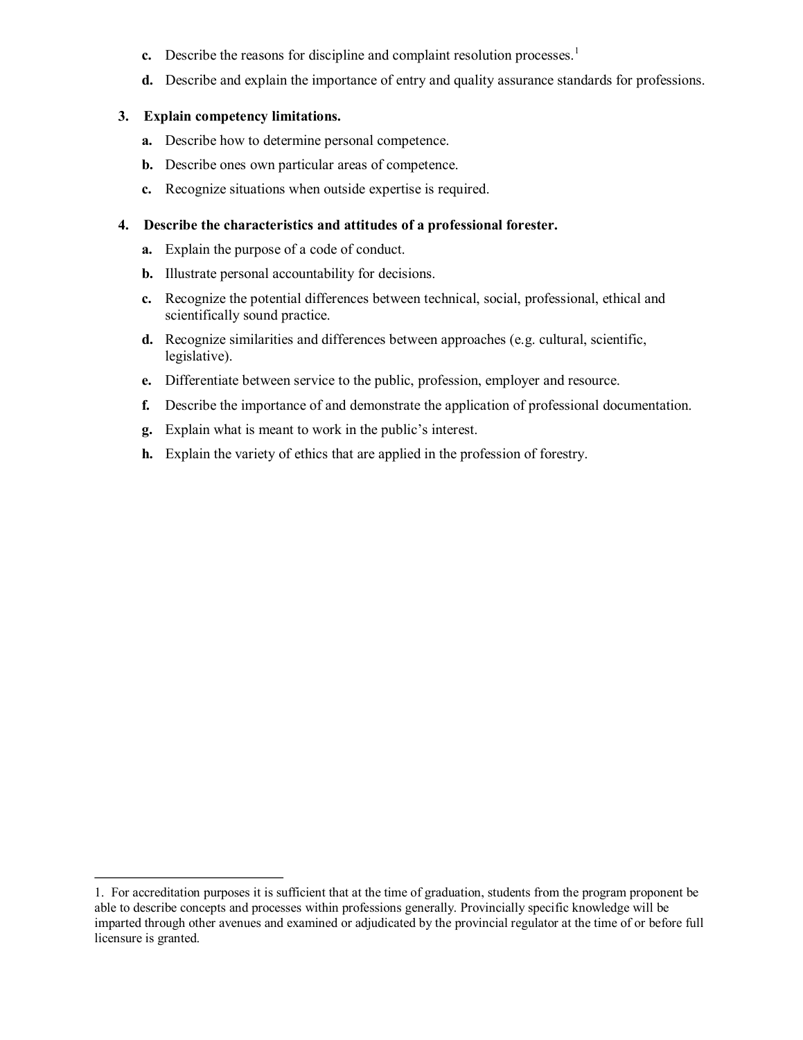**c.** Describe the reasons for discipline and complaint resolution processes.[1]

   **d.** Describe and explain the importance of entry and quality assurance standards for professions.

**3. Explain competency limitations.**

   **a.** Describe how to determine personal competence.

   **b.** Describe ones own particular areas of competence.

   **c.** Recognize situations when outside expertise is required.

**4. Describe the characteristics and attitudes of a professional forester.**

   **a.** Explain the purpose of a code of conduct.

   **b.** Illustrate personal accountability for decisions.

   **c.** Recognize the potential differences between technical, social, professional, ethical and scientifically sound practice.

   **d.** Recognize similarities and differences between approaches (e.g. cultural, scientific, legislative).

   **e.** Differentiate between service to the public, profession, employer and resource.

   **f.** Describe the importance of and demonstrate the application of professional documentation.

   **g.** Explain what is meant to work in the public's interest.

   **h.** Explain the variety of ethics that are applied in the profession of forestry.

---

1. For accreditation purposes it is sufficient that at the time of graduation, students from the program proponent be able to describe concepts and processes within professions generally. Provincially specific knowledge will be imparted through other avenues and examined or adjudicated by the provincial regulator at the time of or before full licensure is granted.